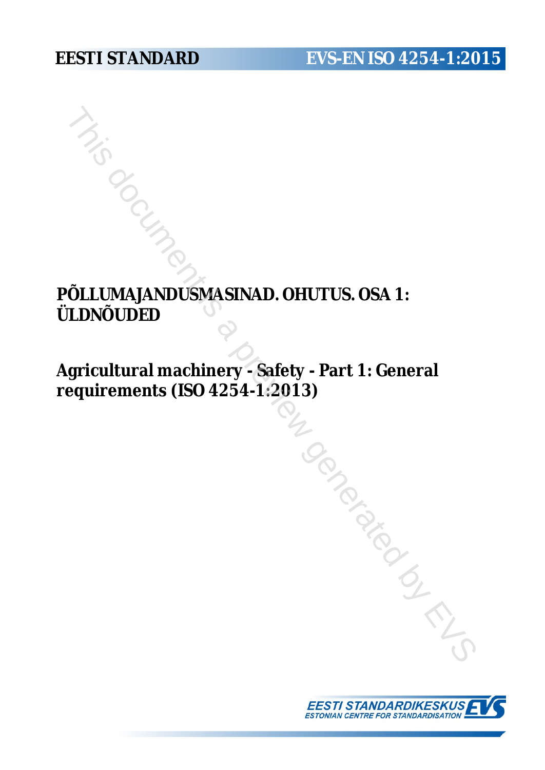**EESTI STANDARD** **EVS-EN ISO 4254-1:2015**

# PÕLLUMAJANDUSMASINAD. OHUTUS. OSA 1: ÜLDNÕUDED

# Agricultural machinery - Safety - Part 1: General requirements (ISO 4254-1:2013)

EESTI STANDARDIKESKUS
ESTONIAN CENTRE FOR STANDARDISATION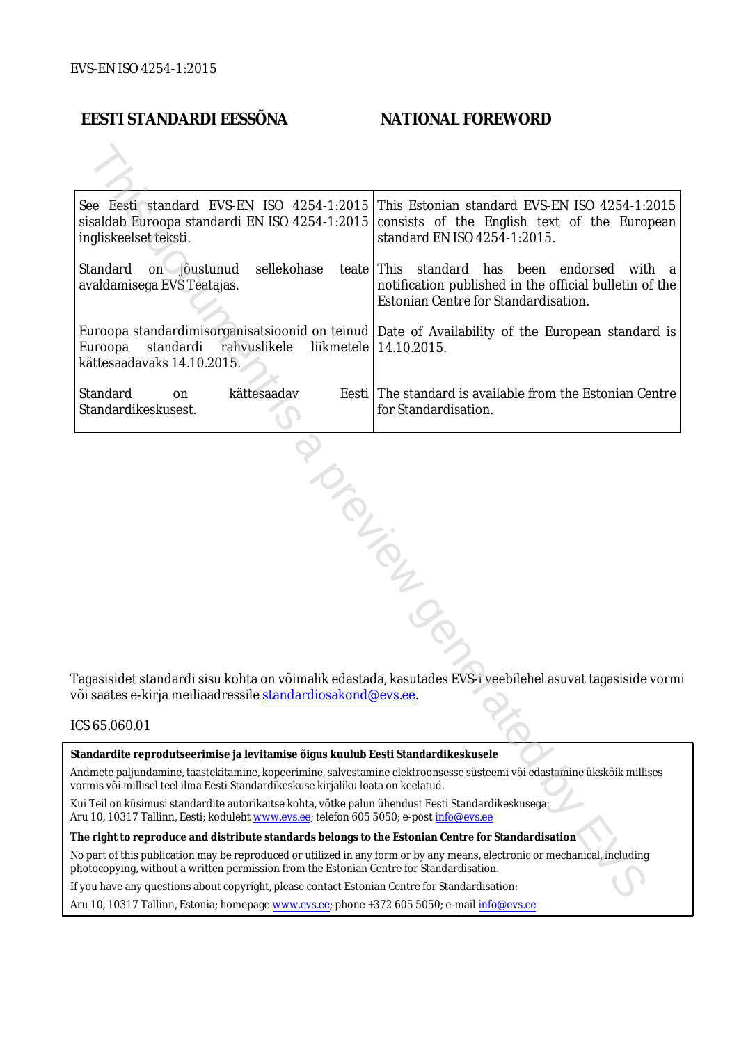EVS-EN ISO 4254-1:2015

| EESTI STANDARDI EESSÕNA | NATIONAL FOREWORD |
|---|---|
| See Eesti standard EVS-EN ISO 4254-1:2015 sisaldab Euroopa standardi EN ISO 4254-1:2015 ingliskeelset teksti. | This Estonian standard EVS-EN ISO 4254-1:2015 consists of the English text of the European standard EN ISO 4254-1:2015. |
| Standard on jõustunud sellekohase teate avaldamisega EVS Teatajas. | This standard has been endorsed with a notification published in the official bulletin of the Estonian Centre for Standardisation. |
| Euroopa standardimisorganisatsioonid on teinud Euroopa standardi rahvuslikele liikmetele kättesaadavaks 14.10.2015. | Date of Availability of the European standard is 14.10.2015. |
| Standard on kättesaadav Eesti Standardikeskusest. | The standard is available from the Estonian Centre for Standardisation. |

Tagasisidet standardi sisu kohta on võimalik edastada, kasutades EVS-i veebilehel asuvat tagasiside vormi või saates e-kirja meiliaadressile standardiosakond@evs.ee.

ICS 65.060.01

**Standardite reprodutseerimise ja levitamise õigus kuulub Eesti Standardikeskusele**

Andmete paljundamine, taastekitamine, kopeerimine, salvestamine elektroonsesse süsteemi või edastamine ükskõik millises vormis või millisel teel ilma Eesti Standardikeskuse kirjaliku loata on keelatud.

Kui Teil on küsimusi standardite autorikaitse kohta, võtke palun ühendust Eesti Standardikeskusega:
Aru 10, 10317 Tallinn, Eesti; koduleht www.evs.ee; telefon 605 5050; e-post info@evs.ee

**The right to reproduce and distribute standards belongs to the Estonian Centre for Standardisation**

No part of this publication may be reproduced or utilized in any form or by any means, electronic or mechanical, including photocopying, without a written permission from the Estonian Centre for Standardisation.

If you have any questions about copyright, please contact Estonian Centre for Standardisation:

Aru 10, 10317 Tallinn, Estonia; homepage www.evs.ee; phone +372 605 5050; e-mail info@evs.ee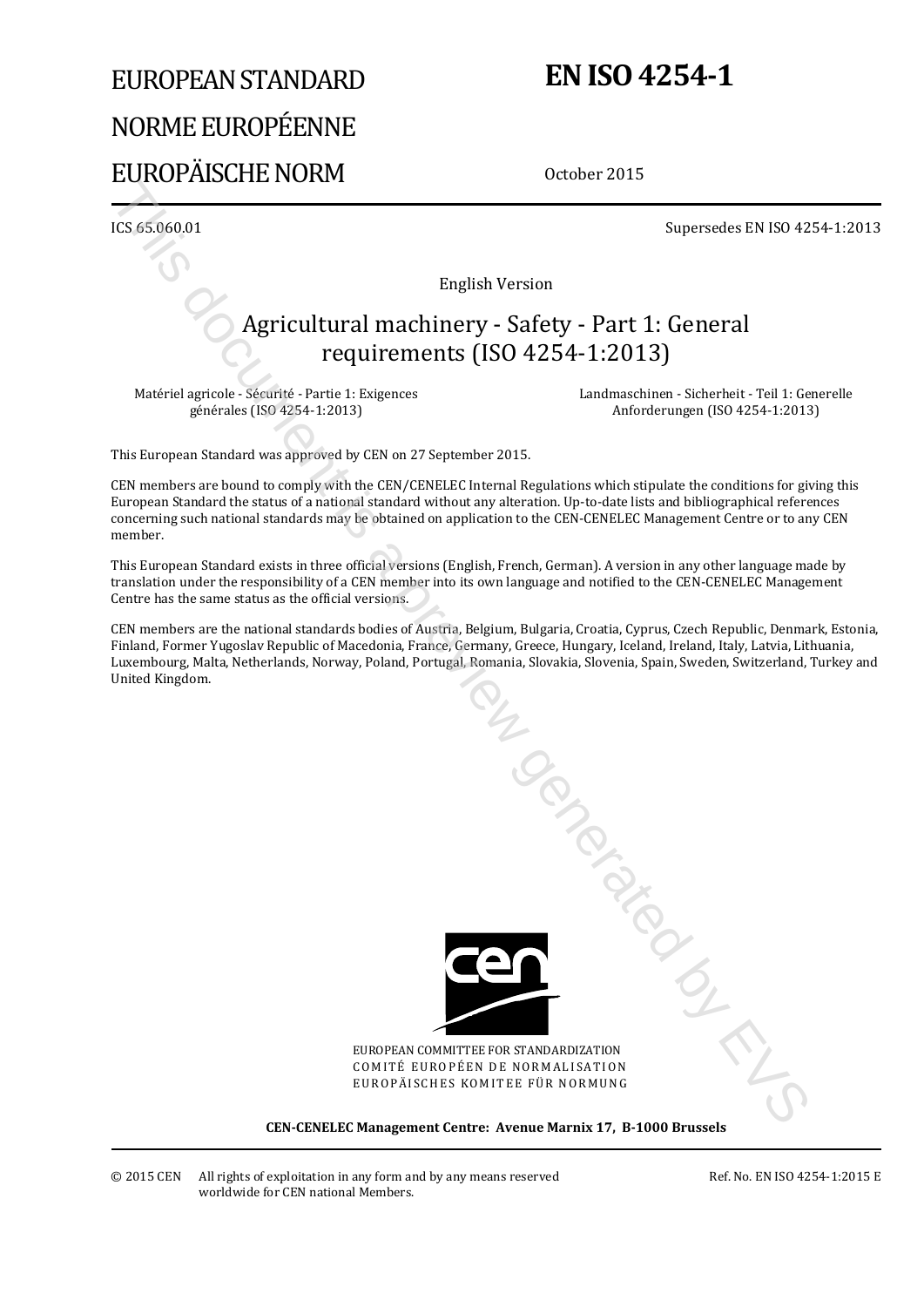# EUROPEAN STANDARD
# NORME EUROPÉENNE
# EUROPÄISCHE NORM

# EN ISO 4254-1

October 2015

ICS 65.060.01

Supersedes EN ISO 4254-1:2013

English Version

## Agricultural machinery - Safety - Part 1: General requirements (ISO 4254-1:2013)

Matériel agricole - Sécurité - Partie 1: Exigences générales (ISO 4254-1:2013)

Landmaschinen - Sicherheit - Teil 1: Generelle Anforderungen (ISO 4254-1:2013)

This European Standard was approved by CEN on 27 September 2015.

CEN members are bound to comply with the CEN/CENELEC Internal Regulations which stipulate the conditions for giving this European Standard the status of a national standard without any alteration. Up-to-date lists and bibliographical references concerning such national standards may be obtained on application to the CEN-CENELEC Management Centre or to any CEN member.

This European Standard exists in three official versions (English, French, German). A version in any other language made by translation under the responsibility of a CEN member into its own language and notified to the CEN-CENELEC Management Centre has the same status as the official versions.

CEN members are the national standards bodies of Austria, Belgium, Bulgaria, Croatia, Cyprus, Czech Republic, Denmark, Estonia, Finland, Former Yugoslav Republic of Macedonia, France, Germany, Greece, Hungary, Iceland, Ireland, Italy, Latvia, Lithuania, Luxembourg, Malta, Netherlands, Norway, Poland, Portugal, Romania, Slovakia, Slovenia, Spain, Sweden, Switzerland, Turkey and United Kingdom.

EUROPEAN COMMITTEE FOR STANDARDIZATION
COMITÉ EUROPÉEN DE NORMALISATION
EUROPÄISCHES KOMITEE FÜR NORMUNG

**CEN-CENELEC Management Centre: Avenue Marnix 17, B-1000 Brussels**

© 2015 CEN All rights of exploitation in any form and by any means reserved worldwide for CEN national Members.

Ref. No. EN ISO 4254-1:2015 E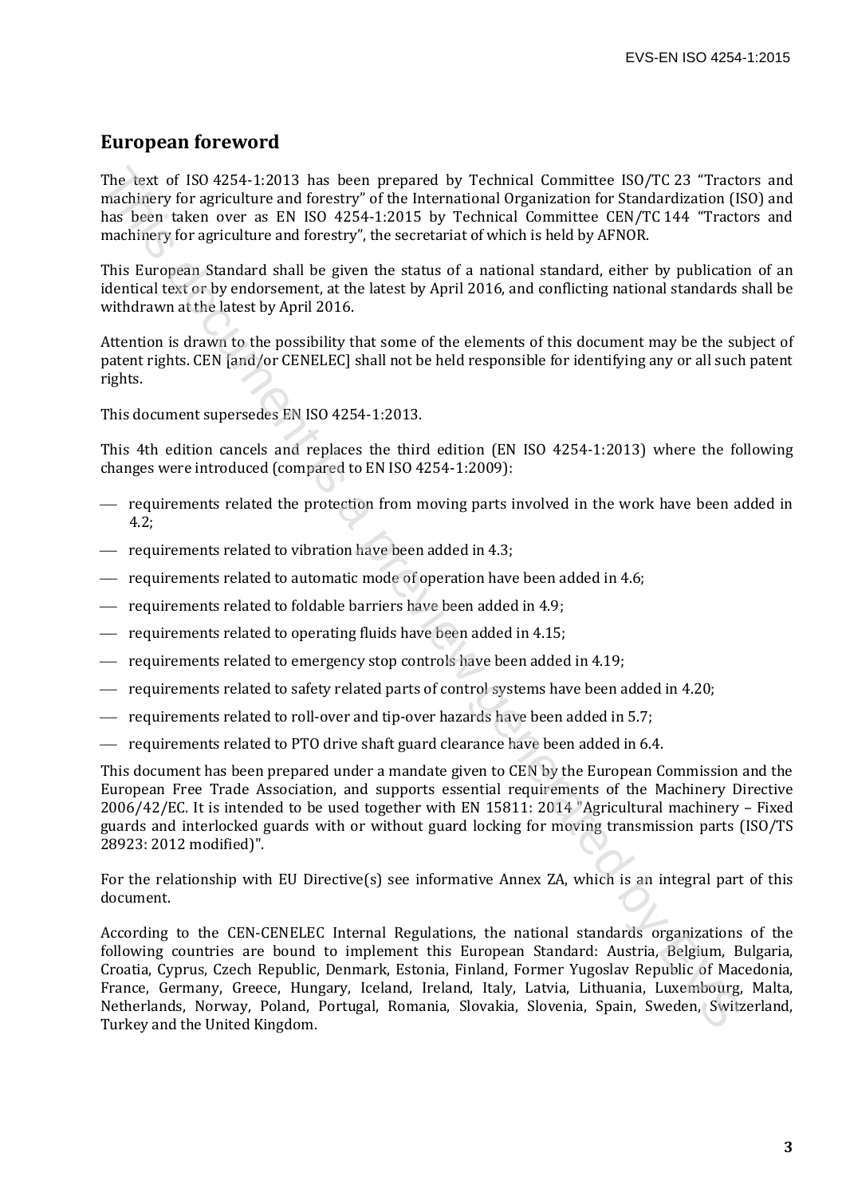## European foreword

The text of ISO 4254-1:2013 has been prepared by Technical Committee ISO/TC 23 "Tractors and machinery for agriculture and forestry" of the International Organization for Standardization (ISO) and has been taken over as EN ISO 4254-1:2015 by Technical Committee CEN/TC 144 "Tractors and machinery for agriculture and forestry", the secretariat of which is held by AFNOR.

This European Standard shall be given the status of a national standard, either by publication of an identical text or by endorsement, at the latest by April 2016, and conflicting national standards shall be withdrawn at the latest by April 2016.

Attention is drawn to the possibility that some of the elements of this document may be the subject of patent rights. CEN [and/or CENELEC] shall not be held responsible for identifying any or all such patent rights.

This document supersedes EN ISO 4254-1:2013.

This 4th edition cancels and replaces the third edition (EN ISO 4254-1:2013) where the following changes were introduced (compared to EN ISO 4254-1:2009):

- requirements related the protection from moving parts involved in the work have been added in 4.2;
- requirements related to vibration have been added in 4.3;
- requirements related to automatic mode of operation have been added in 4.6;
- requirements related to foldable barriers have been added in 4.9;
- requirements related to operating fluids have been added in 4.15;
- requirements related to emergency stop controls have been added in 4.19;
- requirements related to safety related parts of control systems have been added in 4.20;
- requirements related to roll-over and tip-over hazards have been added in 5.7;
- requirements related to PTO drive shaft guard clearance have been added in 6.4.

This document has been prepared under a mandate given to CEN by the European Commission and the European Free Trade Association, and supports essential requirements of the Machinery Directive 2006/42/EC. It is intended to be used together with EN 15811: 2014 "Agricultural machinery – Fixed guards and interlocked guards with or without guard locking for moving transmission parts (ISO/TS 28923: 2012 modified)".

For the relationship with EU Directive(s) see informative Annex ZA, which is an integral part of this document.

According to the CEN-CENELEC Internal Regulations, the national standards organizations of the following countries are bound to implement this European Standard: Austria, Belgium, Bulgaria, Croatia, Cyprus, Czech Republic, Denmark, Estonia, Finland, Former Yugoslav Republic of Macedonia, France, Germany, Greece, Hungary, Iceland, Ireland, Italy, Latvia, Lithuania, Luxembourg, Malta, Netherlands, Norway, Poland, Portugal, Romania, Slovakia, Slovenia, Spain, Sweden, Switzerland, Turkey and the United Kingdom.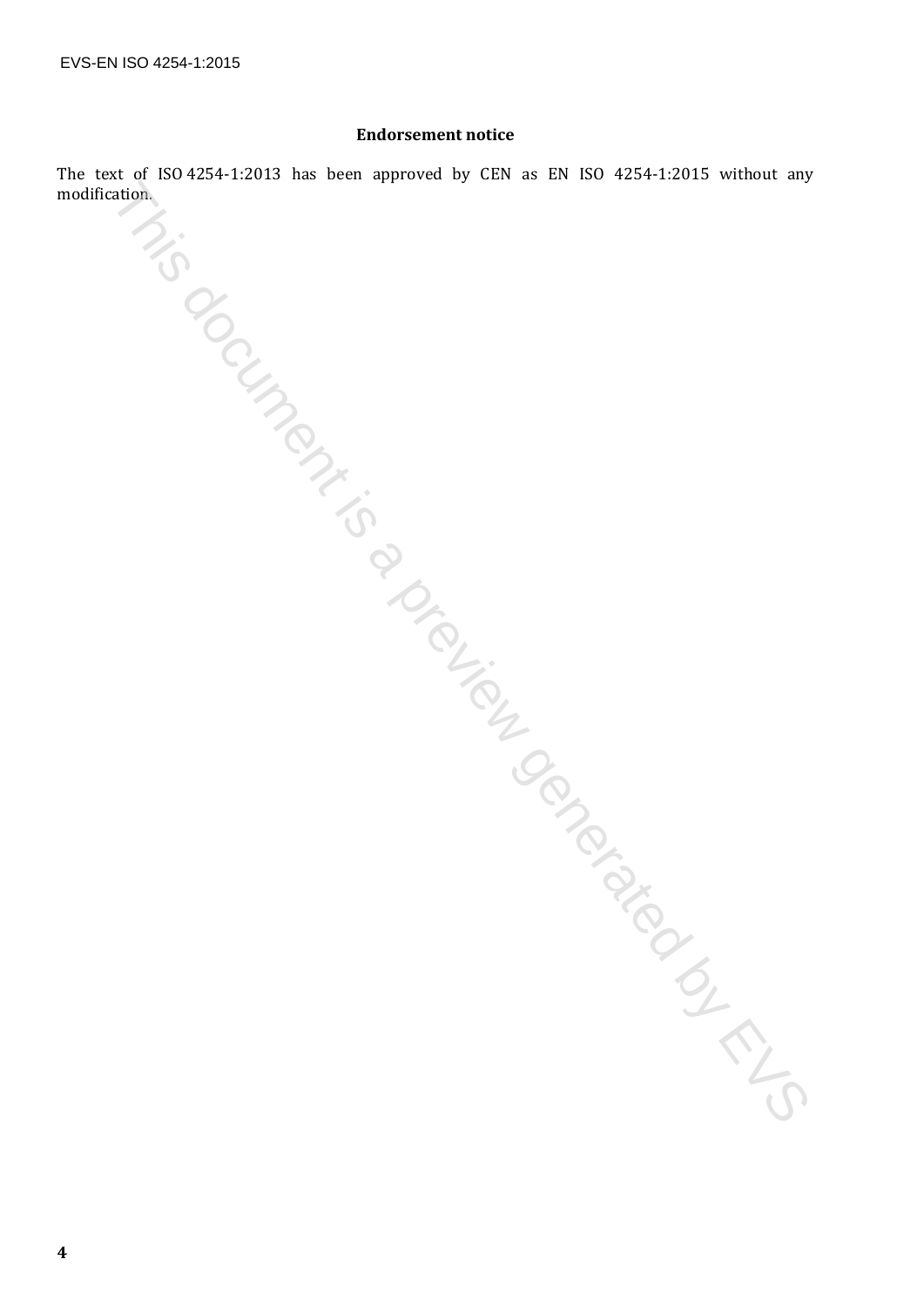## Endorsement notice

The text of ISO 4254-1:2013 has been approved by CEN as EN ISO 4254-1:2015 without any modification.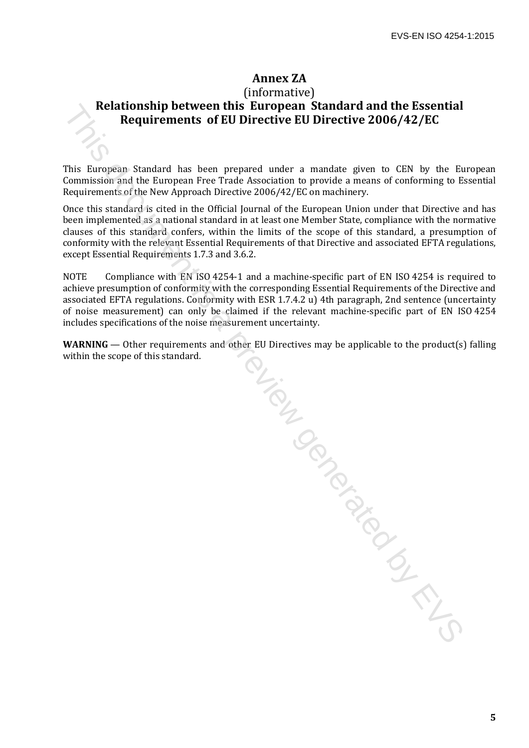# Annex ZA

(informative)

## Relationship between this European Standard and the Essential Requirements of EU Directive EU Directive 2006/42/EC

This European Standard has been prepared under a mandate given to CEN by the European Commission and the European Free Trade Association to provide a means of conforming to Essential Requirements of the New Approach Directive 2006/42/EC on machinery.

Once this standard is cited in the Official Journal of the European Union under that Directive and has been implemented as a national standard in at least one Member State, compliance with the normative clauses of this standard confers, within the limits of the scope of this standard, a presumption of conformity with the relevant Essential Requirements of that Directive and associated EFTA regulations, except Essential Requirements 1.7.3 and 3.6.2.

NOTE Compliance with EN ISO 4254-1 and a machine-specific part of EN ISO 4254 is required to achieve presumption of conformity with the corresponding Essential Requirements of the Directive and associated EFTA regulations. Conformity with ESR 1.7.4.2 u) 4th paragraph, 2nd sentence (uncertainty of noise measurement) can only be claimed if the relevant machine-specific part of EN ISO 4254 includes specifications of the noise measurement uncertainty.

**WARNING** — Other requirements and other EU Directives may be applicable to the product(s) falling within the scope of this standard.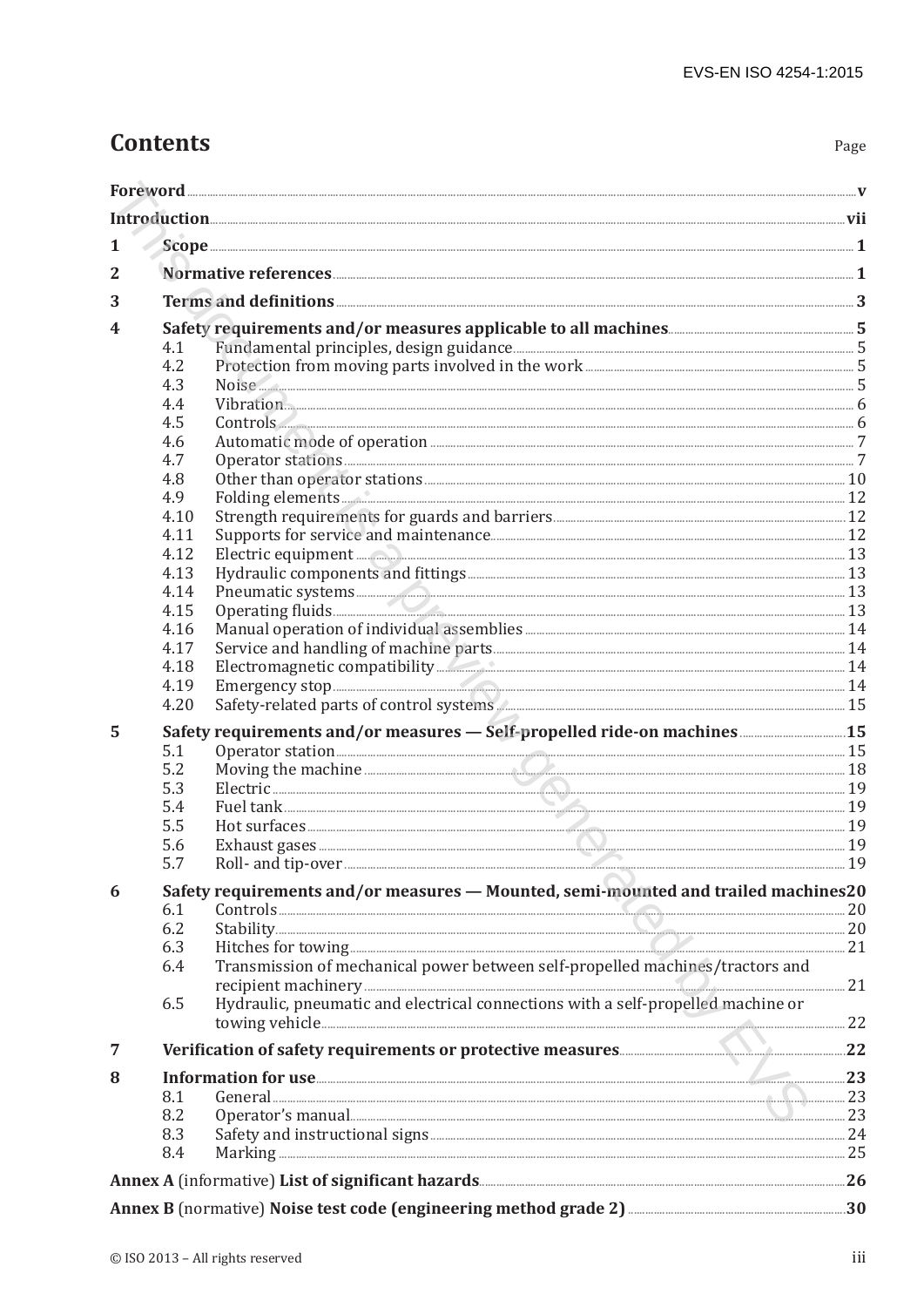# Contents

Page

**Foreword** ..... v

**Introduction** ..... vii

**1 Scope** ..... 1

**2 Normative references** ..... 1

**3 Terms and definitions** ..... 3

**4 Safety requirements and/or measures applicable to all machines** ..... 5
- 4.1 Fundamental principles, design guidance ..... 5
- 4.2 Protection from moving parts involved in the work ..... 5
- 4.3 Noise ..... 5
- 4.4 Vibration ..... 6
- 4.5 Controls ..... 6
- 4.6 Automatic mode of operation ..... 7
- 4.7 Operator stations ..... 7
- 4.8 Other than operator stations ..... 10
- 4.9 Folding elements ..... 12
- 4.10 Strength requirements for guards and barriers ..... 12
- 4.11 Supports for service and maintenance ..... 12
- 4.12 Electric equipment ..... 13
- 4.13 Hydraulic components and fittings ..... 13
- 4.14 Pneumatic systems ..... 13
- 4.15 Operating fluids ..... 13
- 4.16 Manual operation of individual assemblies ..... 14
- 4.17 Service and handling of machine parts ..... 14
- 4.18 Electromagnetic compatibility ..... 14
- 4.19 Emergency stop ..... 14
- 4.20 Safety-related parts of control systems ..... 15

**5 Safety requirements and/or measures — Self-propelled ride-on machines** ..... 15
- 5.1 Operator station ..... 15
- 5.2 Moving the machine ..... 18
- 5.3 Electric ..... 19
- 5.4 Fuel tank ..... 19
- 5.5 Hot surfaces ..... 19
- 5.6 Exhaust gases ..... 19
- 5.7 Roll- and tip-over ..... 19

**6 Safety requirements and/or measures — Mounted, semi-mounted and trailed machines** ..... 20
- 6.1 Controls ..... 20
- 6.2 Stability ..... 20
- 6.3 Hitches for towing ..... 21
- 6.4 Transmission of mechanical power between self-propelled machines/tractors and recipient machinery ..... 21
- 6.5 Hydraulic, pneumatic and electrical connections with a self-propelled machine or towing vehicle ..... 22

**7 Verification of safety requirements or protective measures** ..... 22

**8 Information for use** ..... 23
- 8.1 General ..... 23
- 8.2 Operator's manual ..... 23
- 8.3 Safety and instructional signs ..... 24
- 8.4 Marking ..... 25

**Annex A** (informative) **List of significant hazards** ..... 26

**Annex B** (normative) **Noise test code (engineering method grade 2)** ..... 30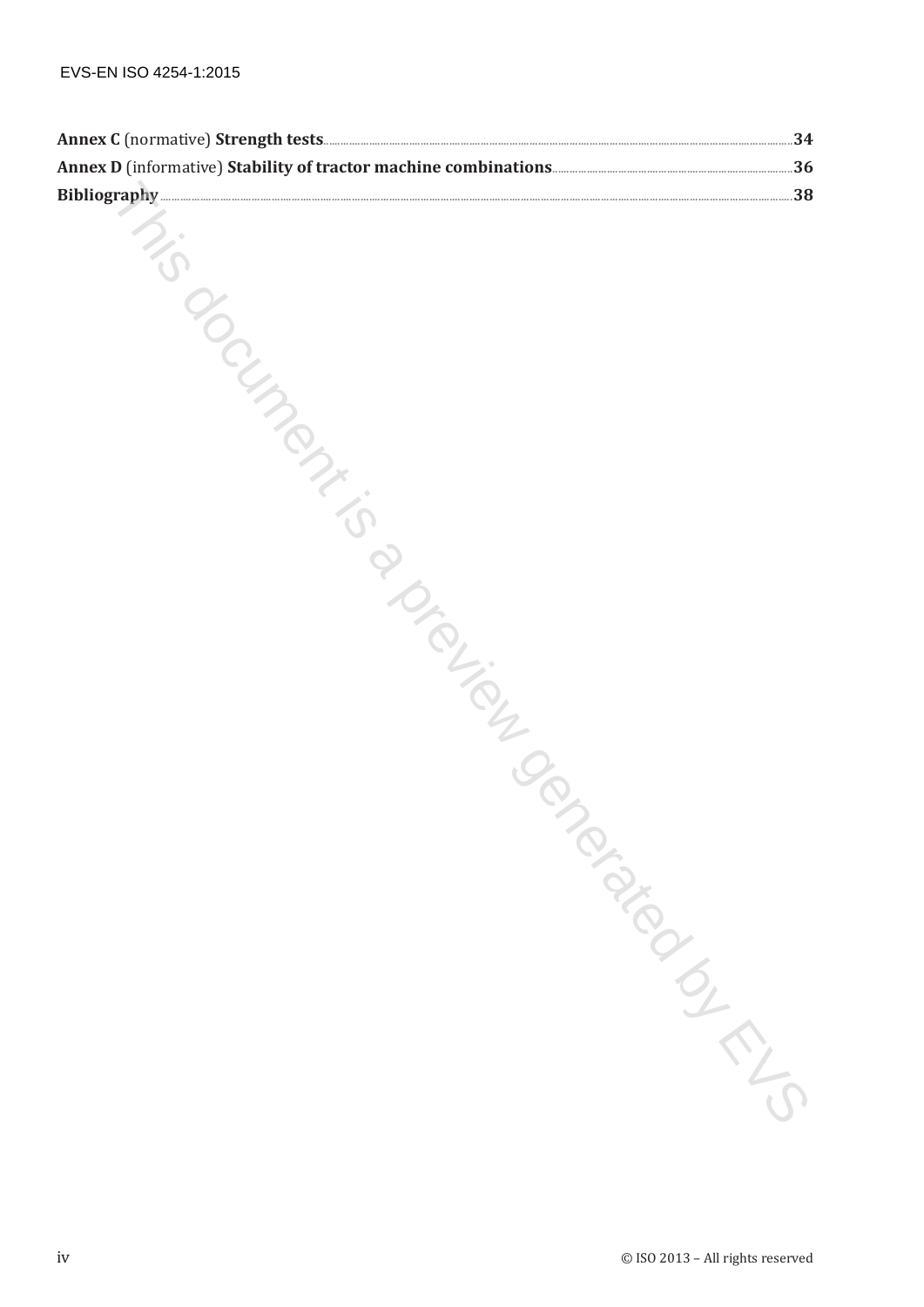**Annex C** (normative) **Strength tests** .......... 34

**Annex D** (informative) **Stability of tractor machine combinations** .......... 36

**Bibliography** .......... 38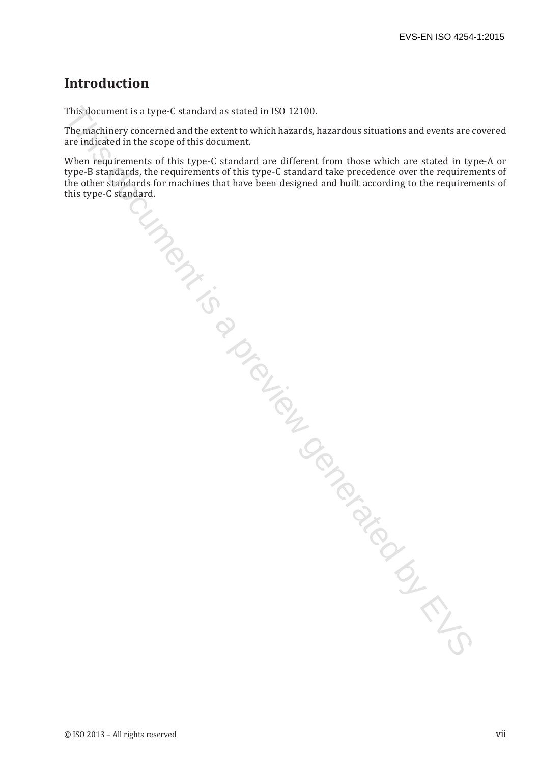# Introduction

This document is a type-C standard as stated in ISO 12100.

The machinery concerned and the extent to which hazards, hazardous situations and events are covered are indicated in the scope of this document.

When requirements of this type-C standard are different from those which are stated in type-A or type-B standards, the requirements of this type-C standard take precedence over the requirements of the other standards for machines that have been designed and built according to the requirements of this type-C standard.